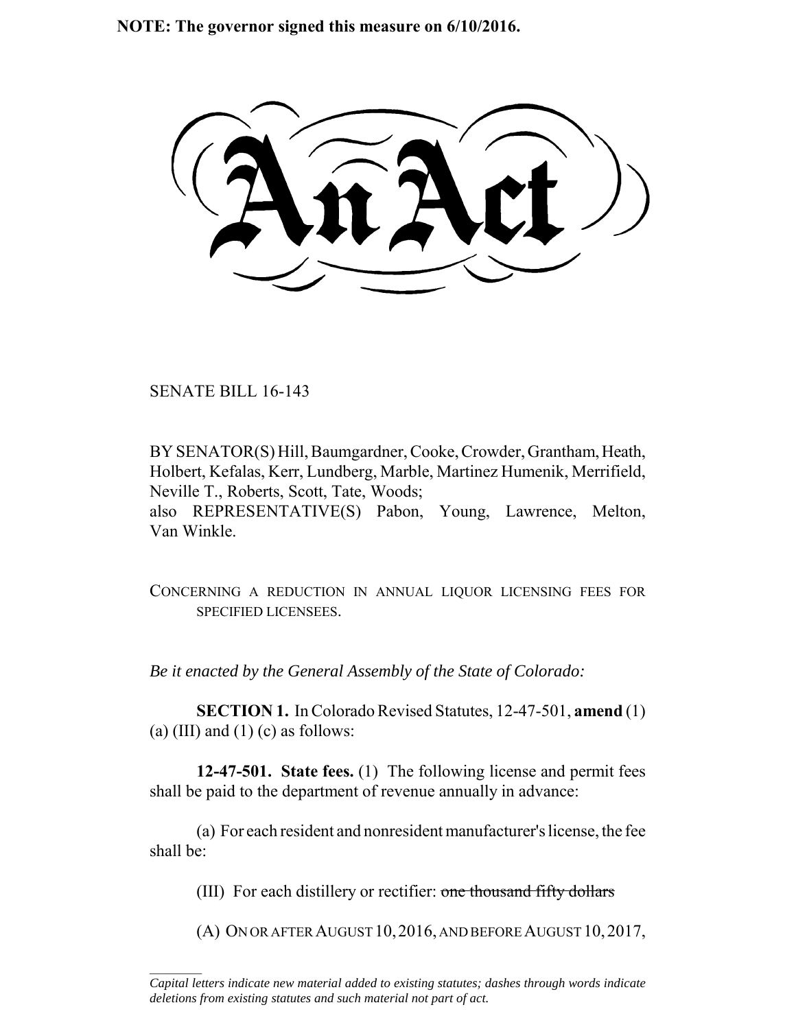**NOTE: The governor signed this measure on 6/10/2016.**

# An Act

SENATE BILL 16-143

BY SENATOR(S) Hill, Baumgardner, Cooke, Crowder, Grantham, Heath, Holbert, Kefalas, Kerr, Lundberg, Marble, Martinez Humenik, Merrifield, Neville T., Roberts, Scott, Tate, Woods;
also REPRESENTATIVE(S) Pabon, Young, Lawrence, Melton, Van Winkle.

CONCERNING A REDUCTION IN ANNUAL LIQUOR LICENSING FEES FOR SPECIFIED LICENSEES.

*Be it enacted by the General Assembly of the State of Colorado:*

**SECTION 1.** In Colorado Revised Statutes, 12-47-501, **amend** (1) (a) (III) and (1) (c) as follows:

**12-47-501. State fees.** (1) The following license and permit fees shall be paid to the department of revenue annually in advance:

(a) For each resident and nonresident manufacturer's license, the fee shall be:

(III) For each distillery or rectifier: ~~one thousand fifty dollars~~

(A) ON OR AFTER AUGUST 10, 2016, AND BEFORE AUGUST 10, 2017,

*Capital letters indicate new material added to existing statutes; dashes through words indicate deletions from existing statutes and such material not part of act.*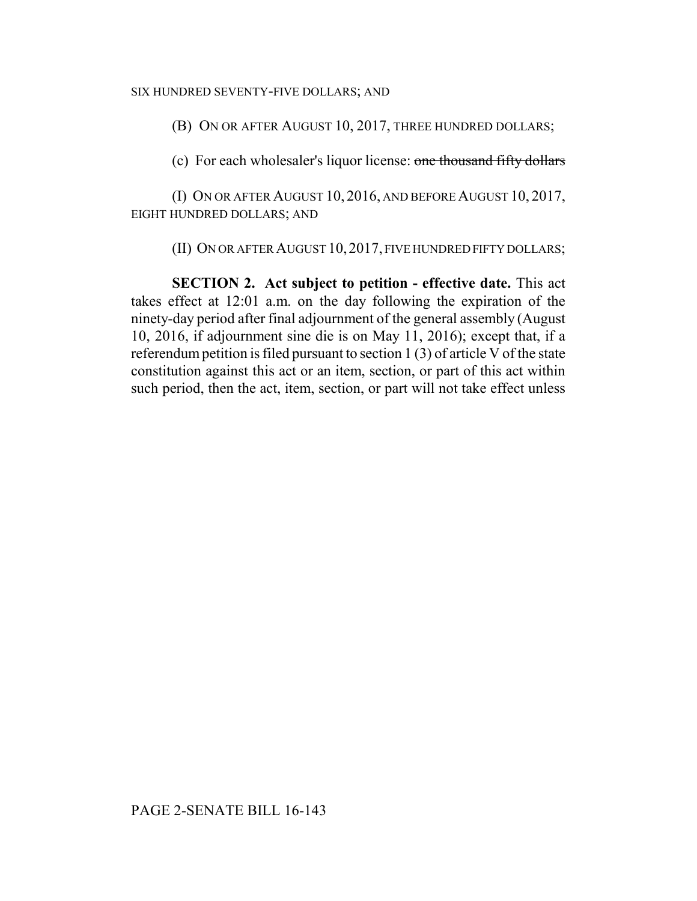SIX HUNDRED SEVENTY-FIVE DOLLARS; AND

(B) ON OR AFTER AUGUST 10, 2017, THREE HUNDRED DOLLARS;

(c) For each wholesaler's liquor license: ~~one thousand fifty dollars~~

(I) ON OR AFTER AUGUST 10, 2016, AND BEFORE AUGUST 10, 2017, EIGHT HUNDRED DOLLARS; AND

(II) ON OR AFTER AUGUST 10, 2017, FIVE HUNDRED FIFTY DOLLARS;

**SECTION 2. Act subject to petition - effective date.** This act takes effect at 12:01 a.m. on the day following the expiration of the ninety-day period after final adjournment of the general assembly (August 10, 2016, if adjournment sine die is on May 11, 2016); except that, if a referendum petition is filed pursuant to section 1 (3) of article V of the state constitution against this act or an item, section, or part of this act within such period, then the act, item, section, or part will not take effect unless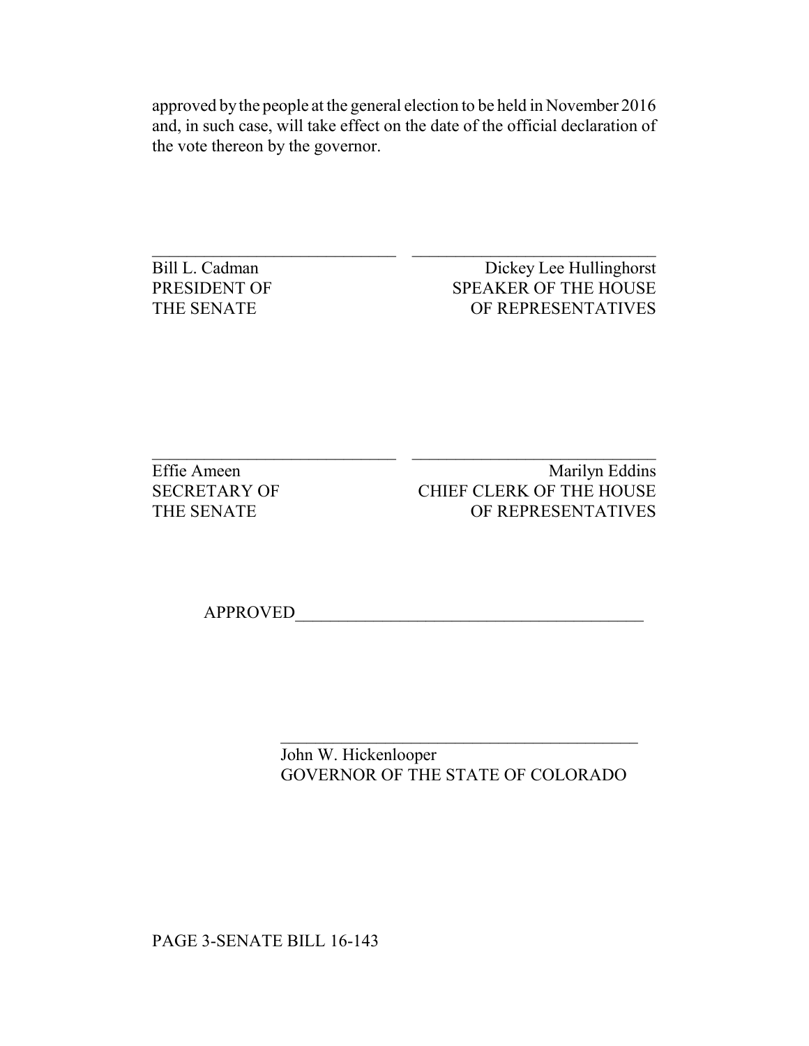approved by the people at the general election to be held in November 2016 and, in such case, will take effect on the date of the official declaration of the vote thereon by the governor.

| | |
|---|---|
| \_\_\_\_\_\_\_\_\_\_\_\_\_\_\_\_\_\_\_\_\_\_\_\_\_\_\_\_ | \_\_\_\_\_\_\_\_\_\_\_\_\_\_\_\_\_\_\_\_\_\_\_\_\_\_\_\_ |
| Bill L. Cadman<br>PRESIDENT OF<br>THE SENATE | Dickey Lee Hullinghorst<br>SPEAKER OF THE HOUSE<br>OF REPRESENTATIVES |
| \_\_\_\_\_\_\_\_\_\_\_\_\_\_\_\_\_\_\_\_\_\_\_\_\_\_\_\_ | \_\_\_\_\_\_\_\_\_\_\_\_\_\_\_\_\_\_\_\_\_\_\_\_\_\_\_\_ |
| Effie Ameen<br>SECRETARY OF<br>THE SENATE | Marilyn Eddins<br>CHIEF CLERK OF THE HOUSE<br>OF REPRESENTATIVES |

APPROVED\_\_\_\_\_\_\_\_\_\_\_\_\_\_\_\_\_\_\_\_\_\_\_\_\_\_\_\_\_\_\_\_\_\_\_\_\_\_\_\_

\_\_\_\_\_\_\_\_\_\_\_\_\_\_\_\_\_\_\_\_\_\_\_\_\_\_\_\_\_\_\_\_\_\_\_\_\_\_\_\_

John W. Hickenlooper
GOVERNOR OF THE STATE OF COLORADO

PAGE 3-SENATE BILL 16-143